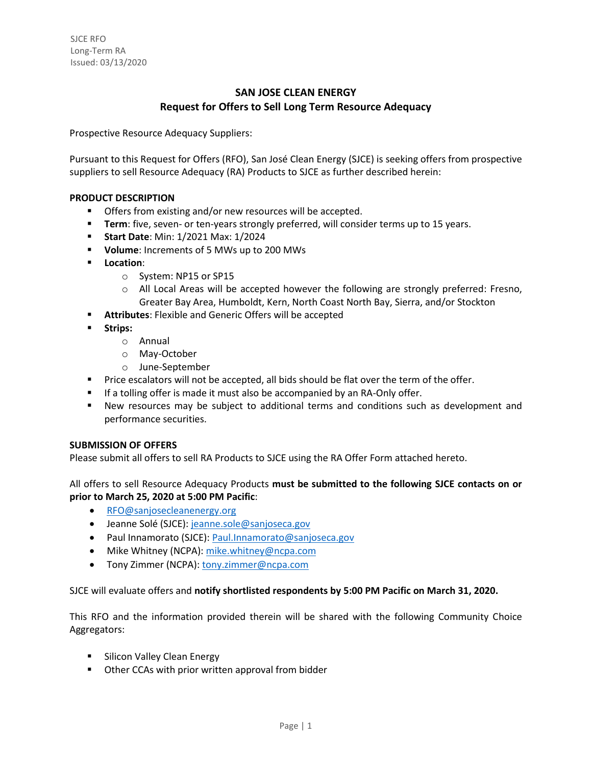SJCE RFO
Long-Term RA
Issued: 03/13/2020

## SAN JOSE CLEAN ENERGY
## Request for Offers to Sell Long Term Resource Adequacy

Prospective Resource Adequacy Suppliers:

Pursuant to this Request for Offers (RFO), San José Clean Energy (SJCE) is seeking offers from prospective suppliers to sell Resource Adequacy (RA) Products to SJCE as further described herein:

**PRODUCT DESCRIPTION**

- Offers from existing and/or new resources will be accepted.
- **Term**: five, seven- or ten-years strongly preferred, will consider terms up to 15 years.
- **Start Date**: Min: 1/2021 Max: 1/2024
- **Volume**: Increments of 5 MWs up to 200 MWs
- **Location**:
  - System: NP15 or SP15
  - All Local Areas will be accepted however the following are strongly preferred: Fresno, Greater Bay Area, Humboldt, Kern, North Coast North Bay, Sierra, and/or Stockton
- **Attributes**: Flexible and Generic Offers will be accepted
- **Strips:**
  - Annual
  - May-October
  - June-September
- Price escalators will not be accepted, all bids should be flat over the term of the offer.
- If a tolling offer is made it must also be accompanied by an RA-Only offer.
- New resources may be subject to additional terms and conditions such as development and performance securities.

**SUBMISSION OF OFFERS**

Please submit all offers to sell RA Products to SJCE using the RA Offer Form attached hereto.

All offers to sell Resource Adequacy Products **must be submitted to the following SJCE contacts on or prior to March 25, 2020 at 5:00 PM Pacific**:

- RFO@sanjosecleanenergy.org
- Jeanne Solé (SJCE): jeanne.sole@sanjoseca.gov
- Paul Innamorato (SJCE): Paul.Innamorato@sanjoseca.gov
- Mike Whitney (NCPA): mike.whitney@ncpa.com
- Tony Zimmer (NCPA): tony.zimmer@ncpa.com

SJCE will evaluate offers and **notify shortlisted respondents by 5:00 PM Pacific on March 31, 2020.**

This RFO and the information provided therein will be shared with the following Community Choice Aggregators:

- Silicon Valley Clean Energy
- Other CCAs with prior written approval from bidder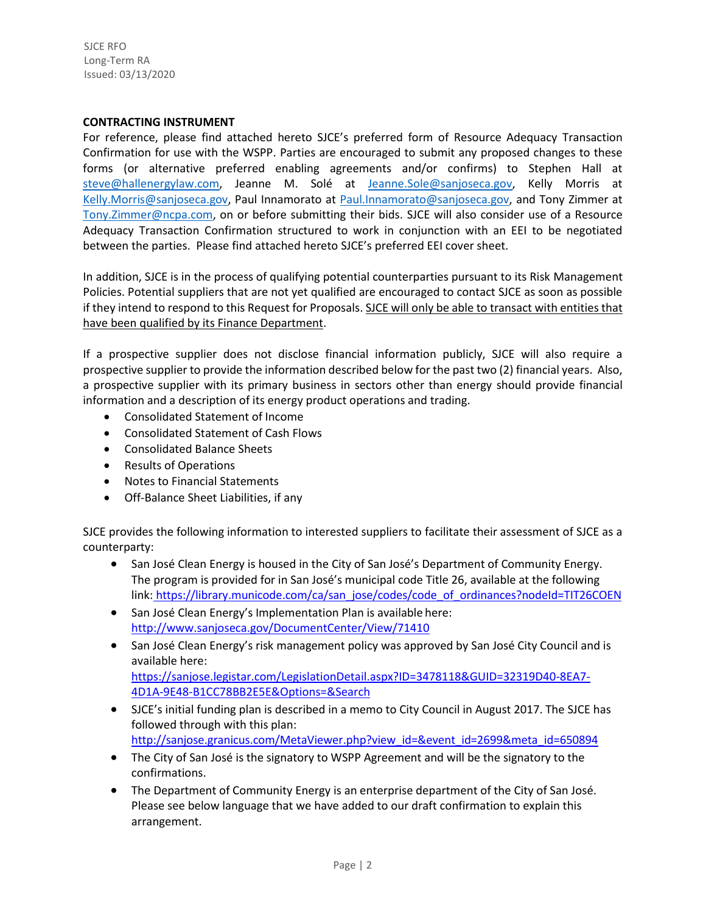**CONTRACTING INSTRUMENT**

For reference, please find attached hereto SJCE's preferred form of Resource Adequacy Transaction Confirmation for use with the WSPP. Parties are encouraged to submit any proposed changes to these forms (or alternative preferred enabling agreements and/or confirms) to Stephen Hall at steve@hallenergylaw.com, Jeanne M. Solé at Jeanne.Sole@sanjoseca.gov, Kelly Morris at Kelly.Morris@sanjoseca.gov, Paul Innamorato at Paul.Innamorato@sanjoseca.gov, and Tony Zimmer at Tony.Zimmer@ncpa.com, on or before submitting their bids. SJCE will also consider use of a Resource Adequacy Transaction Confirmation structured to work in conjunction with an EEI to be negotiated between the parties. Please find attached hereto SJCE's preferred EEI cover sheet.

In addition, SJCE is in the process of qualifying potential counterparties pursuant to its Risk Management Policies. Potential suppliers that are not yet qualified are encouraged to contact SJCE as soon as possible if they intend to respond to this Request for Proposals. SJCE will only be able to transact with entities that have been qualified by its Finance Department.

If a prospective supplier does not disclose financial information publicly, SJCE will also require a prospective supplier to provide the information described below for the past two (2) financial years. Also, a prospective supplier with its primary business in sectors other than energy should provide financial information and a description of its energy product operations and trading.

- Consolidated Statement of Income
- Consolidated Statement of Cash Flows
- Consolidated Balance Sheets
- Results of Operations
- Notes to Financial Statements
- Off-Balance Sheet Liabilities, if any

SJCE provides the following information to interested suppliers to facilitate their assessment of SJCE as a counterparty:

- San José Clean Energy is housed in the City of San José's Department of Community Energy. The program is provided for in San José's municipal code Title 26, available at the following link: https://library.municode.com/ca/san_jose/codes/code_of_ordinances?nodeId=TIT26COEN
- San José Clean Energy's Implementation Plan is available here: http://www.sanjoseca.gov/DocumentCenter/View/71410
- San José Clean Energy's risk management policy was approved by San José City Council and is available here: https://sanjose.legistar.com/LegislationDetail.aspx?ID=3478118&GUID=32319D40-8EA7-4D1A-9E48-B1CC78BB2E5E&Options=&Search
- SJCE's initial funding plan is described in a memo to City Council in August 2017. The SJCE has followed through with this plan: http://sanjose.granicus.com/MetaViewer.php?view_id=&event_id=2699&meta_id=650894
- The City of San José is the signatory to WSPP Agreement and will be the signatory to the confirmations.
- The Department of Community Energy is an enterprise department of the City of San José. Please see below language that we have added to our draft confirmation to explain this arrangement.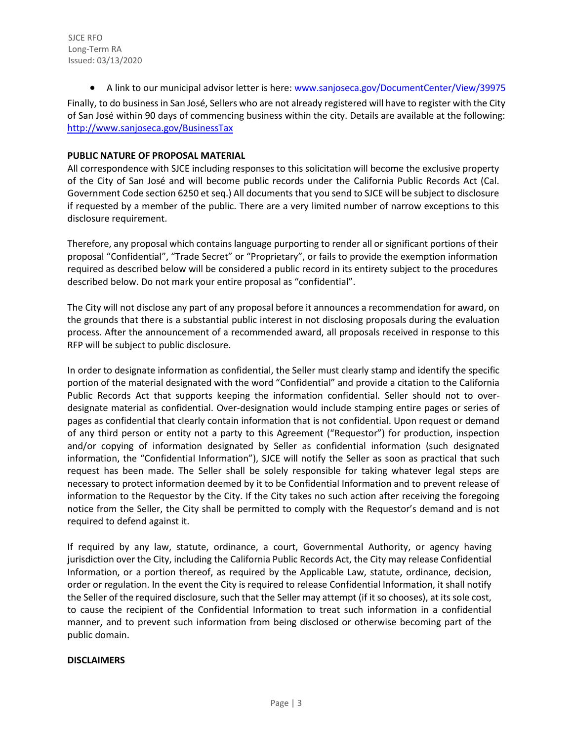- A link to our municipal advisor letter is here: www.sanjoseca.gov/DocumentCenter/View/39975

Finally, to do business in San José, Sellers who are not already registered will have to register with the City of San José within 90 days of commencing business within the city. Details are available at the following: http://www.sanjoseca.gov/BusinessTax

**PUBLIC NATURE OF PROPOSAL MATERIAL**

All correspondence with SJCE including responses to this solicitation will become the exclusive property of the City of San José and will become public records under the California Public Records Act (Cal. Government Code section 6250 et seq.) All documents that you send to SJCE will be subject to disclosure if requested by a member of the public. There are a very limited number of narrow exceptions to this disclosure requirement.

Therefore, any proposal which contains language purporting to render all or significant portions of their proposal "Confidential", "Trade Secret" or "Proprietary", or fails to provide the exemption information required as described below will be considered a public record in its entirety subject to the procedures described below. Do not mark your entire proposal as "confidential".

The City will not disclose any part of any proposal before it announces a recommendation for award, on the grounds that there is a substantial public interest in not disclosing proposals during the evaluation process. After the announcement of a recommended award, all proposals received in response to this RFP will be subject to public disclosure.

In order to designate information as confidential, the Seller must clearly stamp and identify the specific portion of the material designated with the word "Confidential" and provide a citation to the California Public Records Act that supports keeping the information confidential. Seller should not to over-designate material as confidential. Over-designation would include stamping entire pages or series of pages as confidential that clearly contain information that is not confidential. Upon request or demand of any third person or entity not a party to this Agreement ("Requestor") for production, inspection and/or copying of information designated by Seller as confidential information (such designated information, the "Confidential Information"), SJCE will notify the Seller as soon as practical that such request has been made. The Seller shall be solely responsible for taking whatever legal steps are necessary to protect information deemed by it to be Confidential Information and to prevent release of information to the Requestor by the City. If the City takes no such action after receiving the foregoing notice from the Seller, the City shall be permitted to comply with the Requestor's demand and is not required to defend against it.

If required by any law, statute, ordinance, a court, Governmental Authority, or agency having jurisdiction over the City, including the California Public Records Act, the City may release Confidential Information, or a portion thereof, as required by the Applicable Law, statute, ordinance, decision, order or regulation. In the event the City is required to release Confidential Information, it shall notify the Seller of the required disclosure, such that the Seller may attempt (if it so chooses), at its sole cost, to cause the recipient of the Confidential Information to treat such information in a confidential manner, and to prevent such information from being disclosed or otherwise becoming part of the public domain.

**DISCLAIMERS**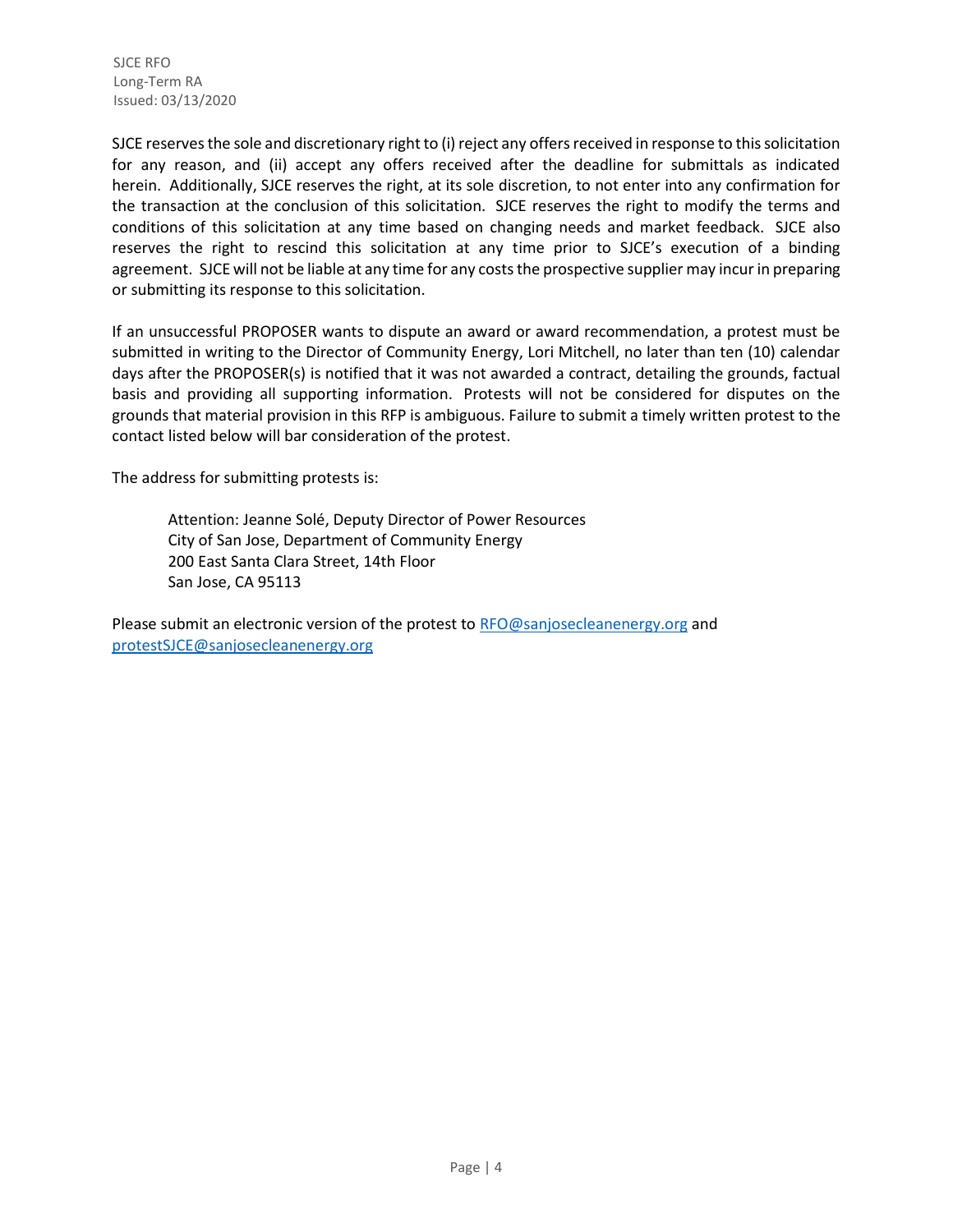SJCE reserves the sole and discretionary right to (i) reject any offers received in response to this solicitation for any reason, and (ii) accept any offers received after the deadline for submittals as indicated herein. Additionally, SJCE reserves the right, at its sole discretion, to not enter into any confirmation for the transaction at the conclusion of this solicitation. SJCE reserves the right to modify the terms and conditions of this solicitation at any time based on changing needs and market feedback. SJCE also reserves the right to rescind this solicitation at any time prior to SJCE's execution of a binding agreement. SJCE will not be liable at any time for any costs the prospective supplier may incur in preparing or submitting its response to this solicitation.

If an unsuccessful PROPOSER wants to dispute an award or award recommendation, a protest must be submitted in writing to the Director of Community Energy, Lori Mitchell, no later than ten (10) calendar days after the PROPOSER(s) is notified that it was not awarded a contract, detailing the grounds, factual basis and providing all supporting information. Protests will not be considered for disputes on the grounds that material provision in this RFP is ambiguous. Failure to submit a timely written protest to the contact listed below will bar consideration of the protest.

The address for submitting protests is:

> Attention: Jeanne Solé, Deputy Director of Power Resources
> City of San Jose, Department of Community Energy
> 200 East Santa Clara Street, 14th Floor
> San Jose, CA 95113

Please submit an electronic version of the protest to RFO@sanjosecleanenergy.org and protestSJCE@sanjosecleanenergy.org